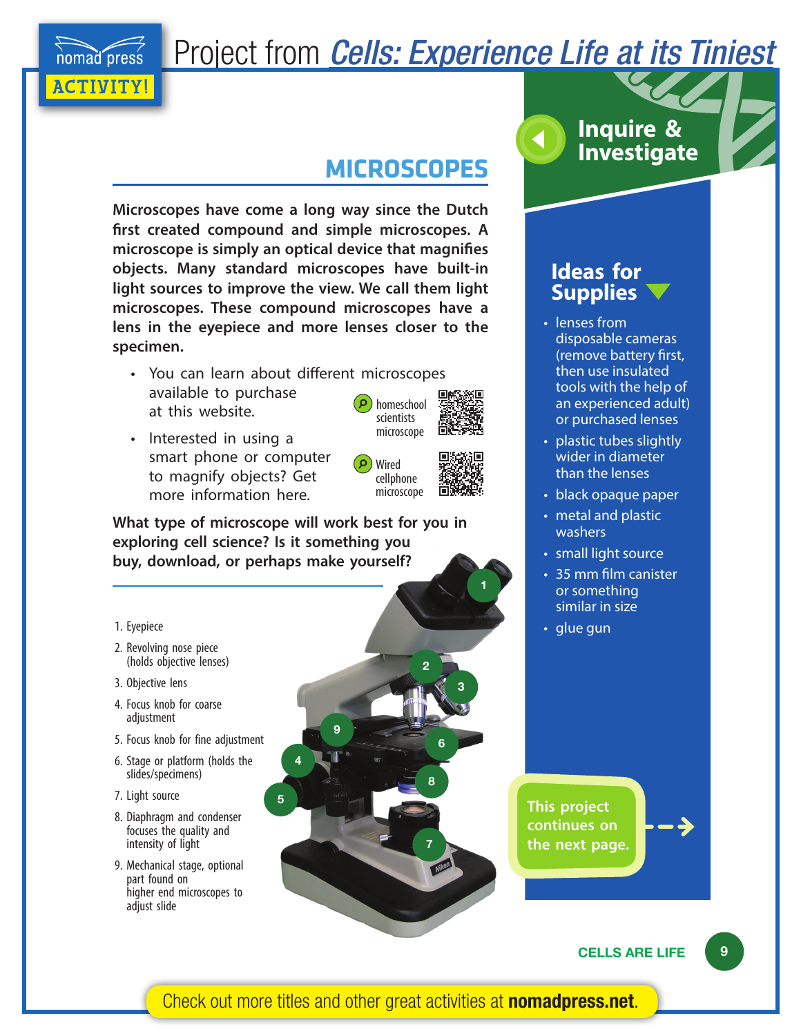# Project from *Cells: Experience Life at its Tiniest*

nomad press ACTIVITY!

## MICROSCOPES

**Microscopes have come a long way since the Dutch first created compound and simple microscopes. A microscope is simply an optical device that magnifies objects. Many standard microscopes have built-in light sources to improve the view. We call them light microscopes. These compound microscopes have a lens in the eyepiece and more lenses closer to the specimen.**

- You can learn about different microscopes available to purchase at this website.
- Interested in using a smart phone or computer to magnify objects? Get more information here.

homeschool scientists microscope

Wired cellphone microscope

**What type of microscope will work best for you in exploring cell science? Is it something you buy, download, or perhaps make yourself?**

1. Eyepiece
2. Revolving nose piece (holds objective lenses)
3. Objective lens
4. Focus knob for coarse adjustment
5. Focus knob for fine adjustment
6. Stage or platform (holds the slides/specimens)
7. Light source
8. Diaphragm and condenser focuses the quality and intensity of light
9. Mechanical stage, optional part found on higher end microscopes to adjust slide

## Inquire & Investigate

### Ideas for Supplies

- lenses from disposable cameras (remove battery first, then use insulated tools with the help of an experienced adult) or purchased lenses
- plastic tubes slightly wider in diameter than the lenses
- black opaque paper
- metal and plastic washers
- small light source
- 35 mm film canister or something similar in size
- glue gun

**This project continues on the next page.**

Check out more titles and other great activities at **nomadpress.net**.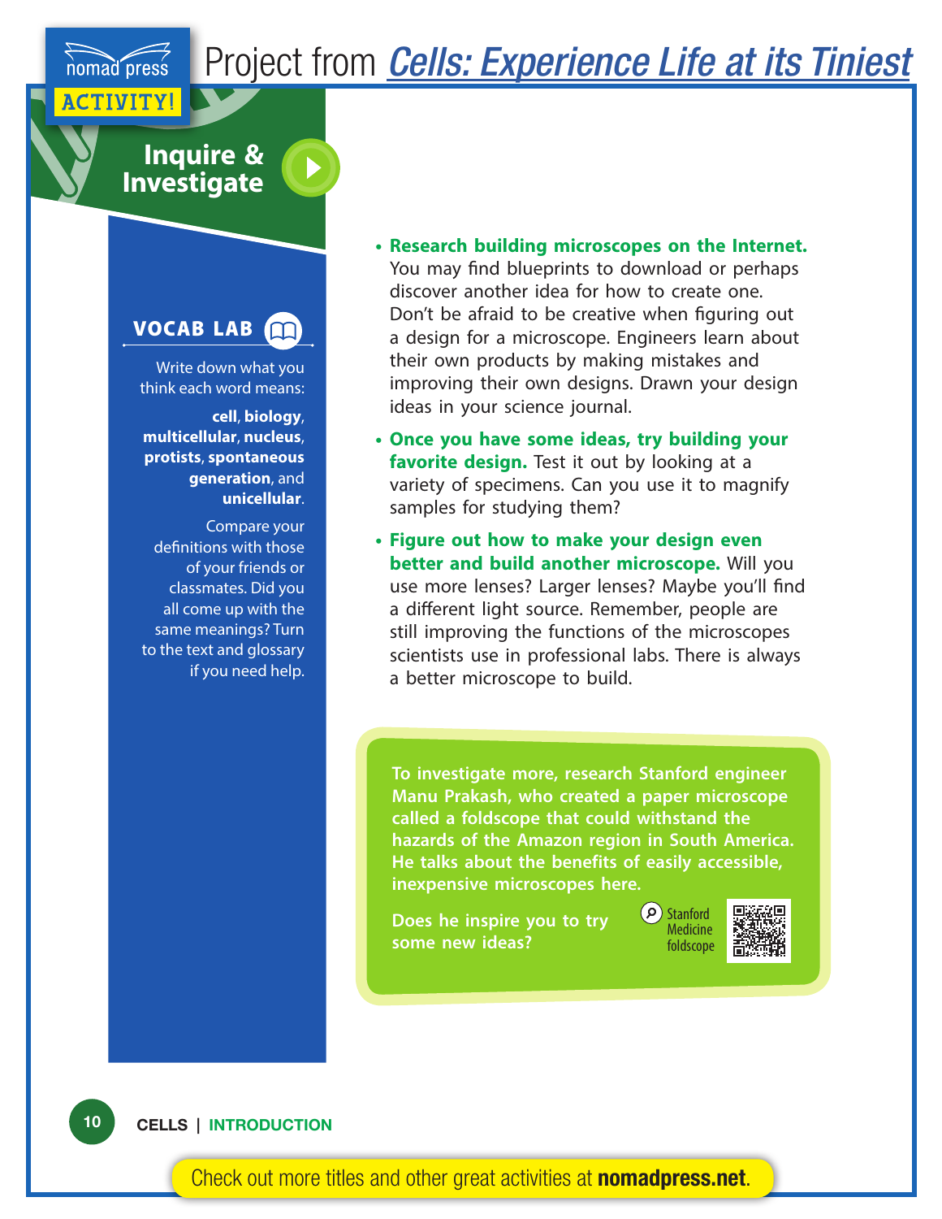# Project from *Cells: Experience Life at its Tiniest*

## Inquire & Investigate

### VOCAB LAB

Write down what you think each word means: **cell**, **biology**, **multicellular**, **nucleus**, **protists**, **spontaneous generation**, and **unicellular**.

Compare your definitions with those of your friends or classmates. Did you all come up with the same meanings? Turn to the text and glossary if you need help.

- **Research building microscopes on the Internet.** You may find blueprints to download or perhaps discover another idea for how to create one. Don't be afraid to be creative when figuring out a design for a microscope. Engineers learn about their own products by making mistakes and improving their own designs. Drawn your design ideas in your science journal.
- **Once you have some ideas, try building your favorite design.** Test it out by looking at a variety of specimens. Can you use it to magnify samples for studying them?
- **Figure out how to make your design even better and build another microscope.** Will you use more lenses? Larger lenses? Maybe you'll find a different light source. Remember, people are still improving the functions of the microscopes scientists use in professional labs. There is always a better microscope to build.

**To investigate more, research Stanford engineer Manu Prakash, who created a paper microscope called a foldscope that could withstand the hazards of the Amazon region in South America. He talks about the benefits of easily accessible, inexpensive microscopes here.**

**Does he inspire you to try some new ideas?**

Stanford Medicine foldscope

Check out more titles and other great activities at **nomadpress.net**.